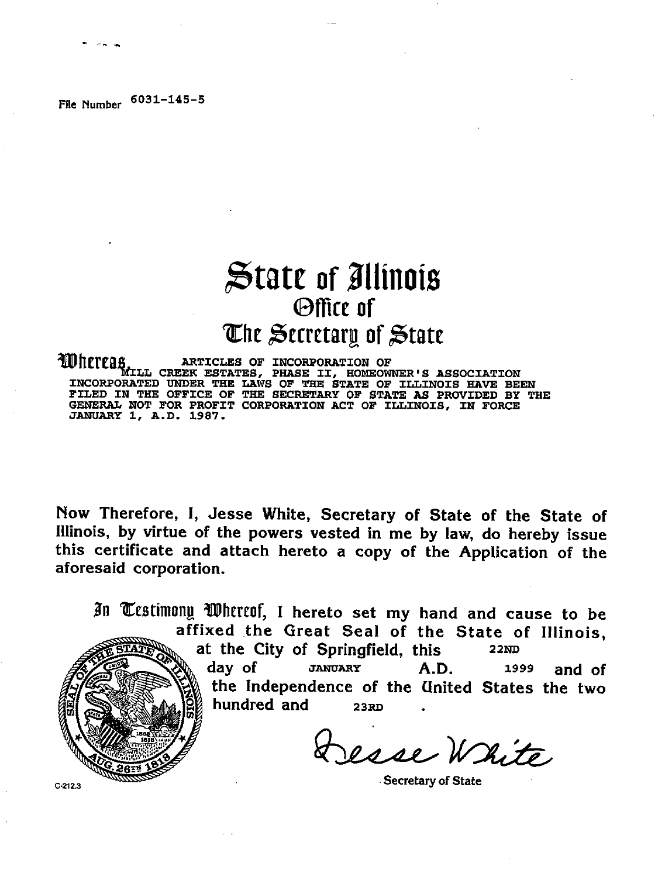File Number 6031-145-5

# State of Illinois
## Office of
## The Secretary of State

**Whereas,** ARTICLES OF INCORPORATION OF MILL CREEK ESTATES, PHASE II, HOMEOWNER'S ASSOCIATION INCORPORATED UNDER THE LAWS OF THE STATE OF ILLINOIS HAVE BEEN FILED IN THE OFFICE OF THE SECRETARY OF STATE AS PROVIDED BY THE GENERAL NOT FOR PROFIT CORPORATION ACT OF ILLINOIS, IN FORCE JANUARY 1, A.D. 1987.

Now Therefore, I, Jesse White, Secretary of State of the State of Illinois, by virtue of the powers vested in me by law, do hereby issue this certificate and attach hereto a copy of the Application of the aforesaid corporation.

**In Testimony Whereof,** I hereto set my hand and cause to be affixed the Great Seal of the State of Illinois, at the City of Springfield, this 22ND day of JANUARY A.D. 1999 and of the Independence of the United States the two hundred and 23RD .

Jesse White

Secretary of State

C-212.3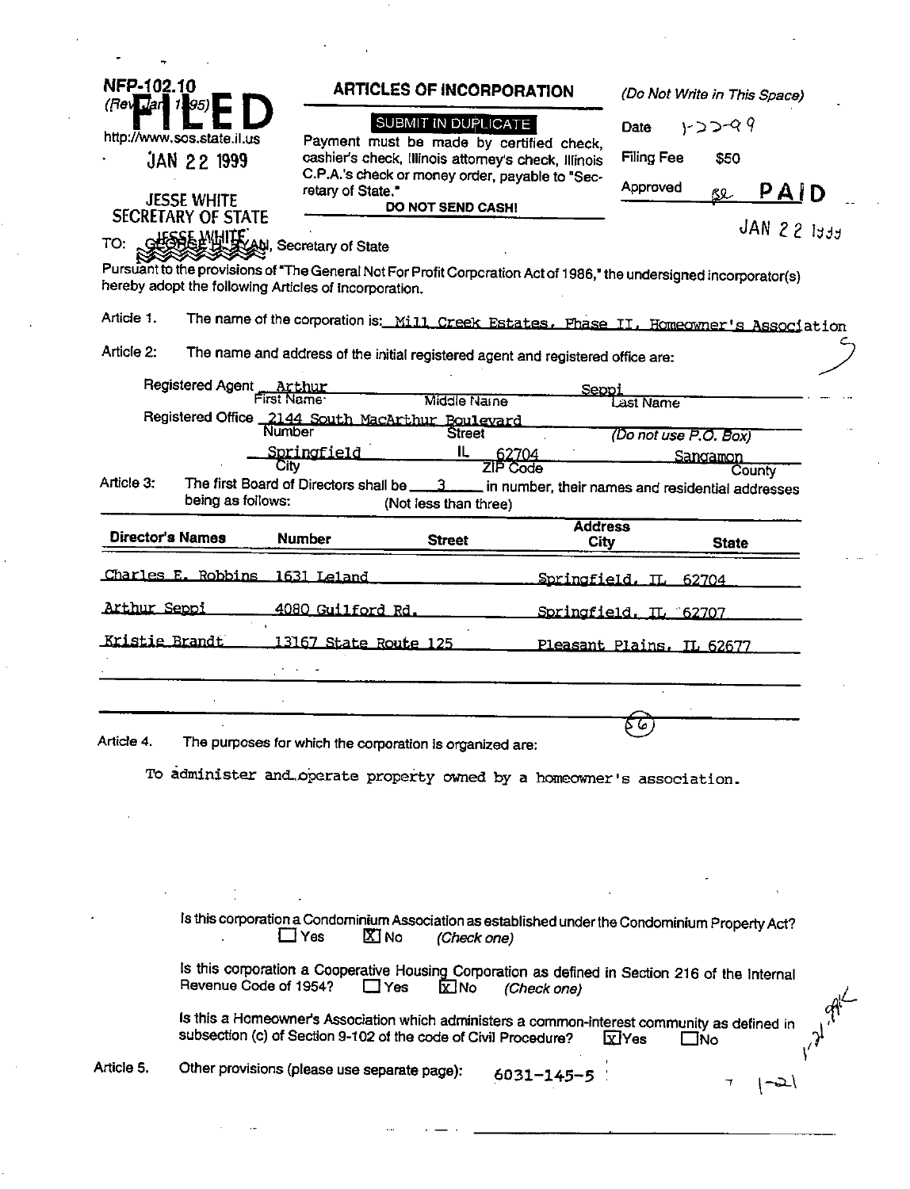NFP-102.10
(Rev. Jan. 1995)

**FILED**

http://www.sos.state.il.us

JAN 22 1999

JESSE WHITE
SECRETARY OF STATE

## ARTICLES OF INCORPORATION

SUBMIT IN DUPLICATE

Payment must be made by certified check, cashier's check, Illinois attorney's check, Illinois C.P.A.'s check or money order, payable to "Secretary of State."

**DO NOT SEND CASH!**

*(Do Not Write in This Space)*

Date 1-22-99

Filing Fee $50

Approved **PAID**

JAN 22 1999

TO: JESSE WHITE, Secretary of State

Pursuant to the provisions of "The General Not For Profit Corporation Act of 1986," the undersigned incorporator(s) hereby adopt the following Articles of Incorporation.

Article 1. The name of the corporation is: Mill Creek Estates, Phase II, Homeowner's Association

Article 2: The name and address of the initial registered agent and registered office are:

Registered Agent: Arthur (First Name) ______ (Middle Name) Seppi (Last Name)

Registered Office: 2144 South MacArthur Boulevard (Number, Street) *(Do not use P.O. Box)*

Springfield (City) IL 62704 (ZIP Code) Sangamon (County)

Article 3: The first Board of Directors shall be 3 in number, their names and residential addresses being as follows: (Not less than three)

| Director's Names | Number | Street | Address City | State |
|---|---|---|---|---|
| Charles E. Robbins | 1631 Leland | | Springfield, IL | 62704 |
| Arthur Seppi | 4080 Guilford Rd. | | Springfield, IL | 62707 |
| Kristie Brandt | 13167 State Route 125 | | Pleasant Plains, IL | 62677 |

Article 4. The purposes for which the corporation is organized are:

To administer and operate property owned by a homeowner's association.

Is this corporation a Condominium Association as established under the Condominium Property Act? ☐ Yes ☒ No *(Check one)*

Is this corporation a Cooperative Housing Corporation as defined in Section 216 of the Internal Revenue Code of 1954? ☐ Yes ☒ No *(Check one)*

Is this a Homeowner's Association which administers a common-interest community as defined in subsection (c) of Section 9-102 of the code of Civil Procedure? ☒ Yes ☐ No

Article 5. Other provisions (please use separate page): 6031-145-5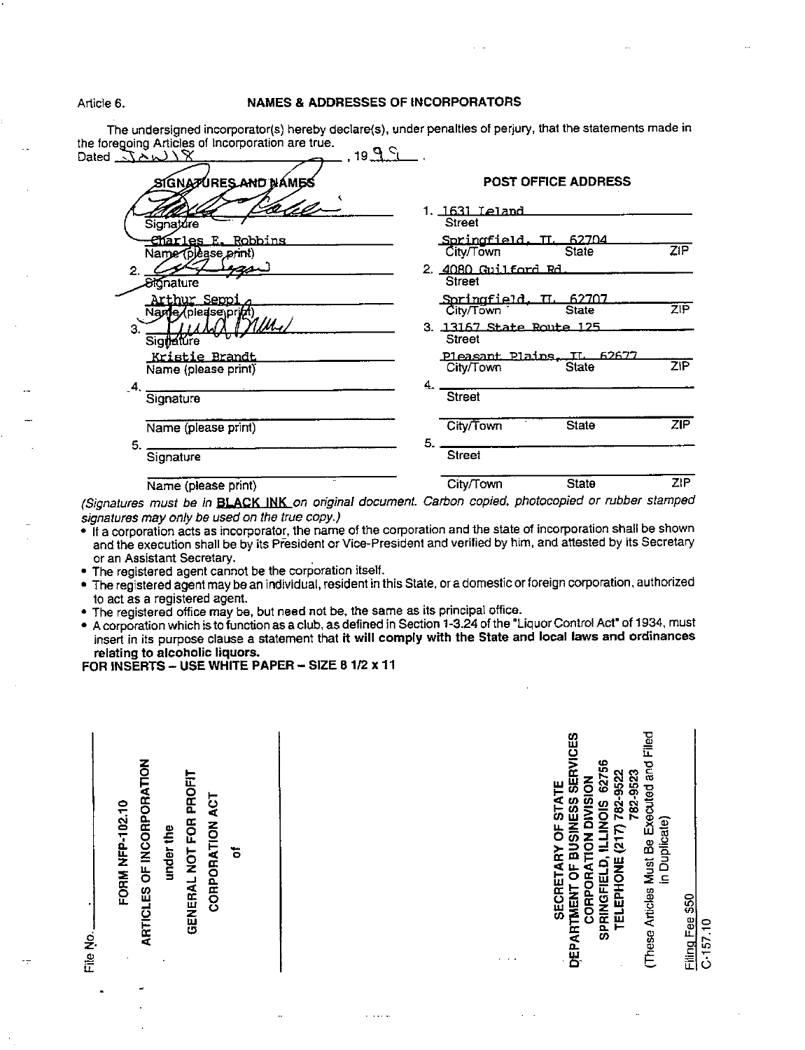Article 6. **NAMES & ADDRESSES OF INCORPORATORS**

The undersigned incorporator(s) hereby declare(s), under penalties of perjury, that the statements made in the foregoing Articles of Incorporation are true.

Dated Jan 18, 1995.

| SIGNATURES AND NAMES | POST OFFICE ADDRESS |
|---|---|
| 1. Signature: [signature] | 1. Street: 1631 Leland |
| Name (please print): Charles E. Robbins | City/Town State ZIP: Springfield, IL 62704 |
| 2. Signature: [signature] | 2. Street: 4080 Guilford Rd. |
| Name (please print): Arthur Seppi | City/Town State ZIP: Springfield, IL 62707 |
| 3. Signature: [signature] | 3. Street: 13167 State Route 125 |
| Name (please print): Kristie Brandt | City/Town State ZIP: Pleasant Plains, IL 62677 |
| 4. Signature: | 4. Street: |
| Name (please print): | City/Town State ZIP: |
| 5. Signature: | 5. Street: |
| Name (please print): | City/Town State ZIP: |

*(Signatures must be in* ***BLACK INK*** *on original document. Carbon copied, photocopied or rubber stamped signatures may only be used on the true copy.)*

- If a corporation acts as incorporator, the name of the corporation and the state of incorporation shall be shown and the execution shall be by its President or Vice-President and verified by him, and attested by its Secretary or an Assistant Secretary.
- The registered agent cannot be the corporation itself.
- The registered agent may be an individual, resident in this State, or a domestic or foreign corporation, authorized to act as a registered agent.
- The registered office may be, but need not be, the same as its principal office.
- A corporation which is to function as a club, as defined in Section 1-3.24 of the "Liquor Control Act" of 1934, must insert in its purpose clause a statement that **it will comply with the State and local laws and ordinances relating to alcoholic liquors.**

**FOR INSERTS – USE WHITE PAPER – SIZE 8 1/2 x 11**

File No. ______

**FORM NFP-102.10**

**ARTICLES OF INCORPORATION**

**under the**

**GENERAL NOT FOR PROFIT CORPORATION ACT**

**of**

**SECRETARY OF STATE**
**DEPARTMENT OF BUSINESS SERVICES**
**CORPORATION DIVISION**
**SPRINGFIELD, ILLINOIS 62756**
**TELEPHONE (217) 782-9522**
**782-9523**

(These Articles Must Be Executed and Filed in Duplicate)

Filing Fee $50

C-157.10